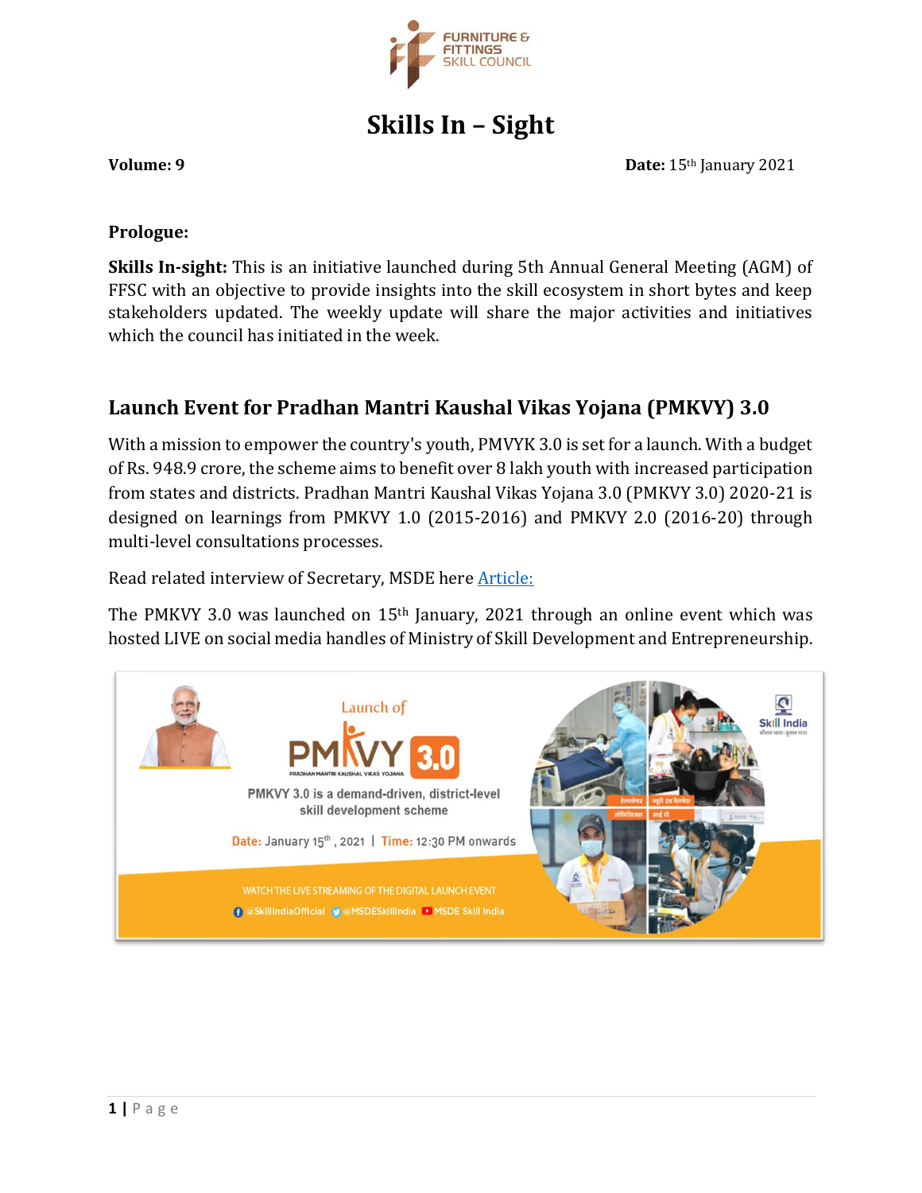# Skills In – Sight

**Volume: 9** **Date:** 15th January 2021

**Prologue:**

**Skills In-sight:** This is an initiative launched during 5th Annual General Meeting (AGM) of FFSC with an objective to provide insights into the skill ecosystem in short bytes and keep stakeholders updated. The weekly update will share the major activities and initiatives which the council has initiated in the week.

## Launch Event for Pradhan Mantri Kaushal Vikas Yojana (PMKVY) 3.0

With a mission to empower the country's youth, PMVYK 3.0 is set for a launch. With a budget of Rs. 948.9 crore, the scheme aims to benefit over 8 lakh youth with increased participation from states and districts. Pradhan Mantri Kaushal Vikas Yojana 3.0 (PMKVY 3.0) 2020-21 is designed on learnings from PMKVY 1.0 (2015-2016) and PMKVY 2.0 (2016-20) through multi-level consultations processes.

Read related interview of Secretary, MSDE here [Article:]

The PMKVY 3.0 was launched on 15th January, 2021 through an online event which was hosted LIVE on social media handles of Ministry of Skill Development and Entrepreneurship.

Launch of

PMKVY 3.0

PRADHAN MANTRI KAUSHAL VIKAS YOJANA

PMKVY 3.0 is a demand-driven, district-level skill development scheme

Date: January 15th, 2021 | Time: 12:30 PM onwards

WATCH THE LIVE STREAMING OF THE DIGITAL LAUNCH EVENT

@SkillIndiaOfficial @MSDESkillIndia MSDE Skill India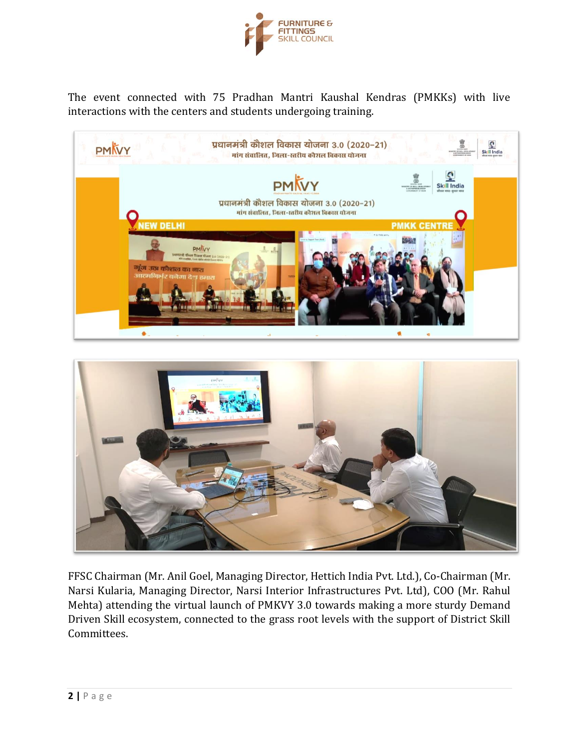The event connected with 75 Pradhan Mantri Kaushal Kendras (PMKKs) with live interactions with the centers and students undergoing training.

FFSC Chairman (Mr. Anil Goel, Managing Director, Hettich India Pvt. Ltd.), Co-Chairman (Mr. Narsi Kularia, Managing Director, Narsi Interior Infrastructures Pvt. Ltd), COO (Mr. Rahul Mehta) attending the virtual launch of PMKVY 3.0 towards making a more sturdy Demand Driven Skill ecosystem, connected to the grass root levels with the support of District Skill Committees.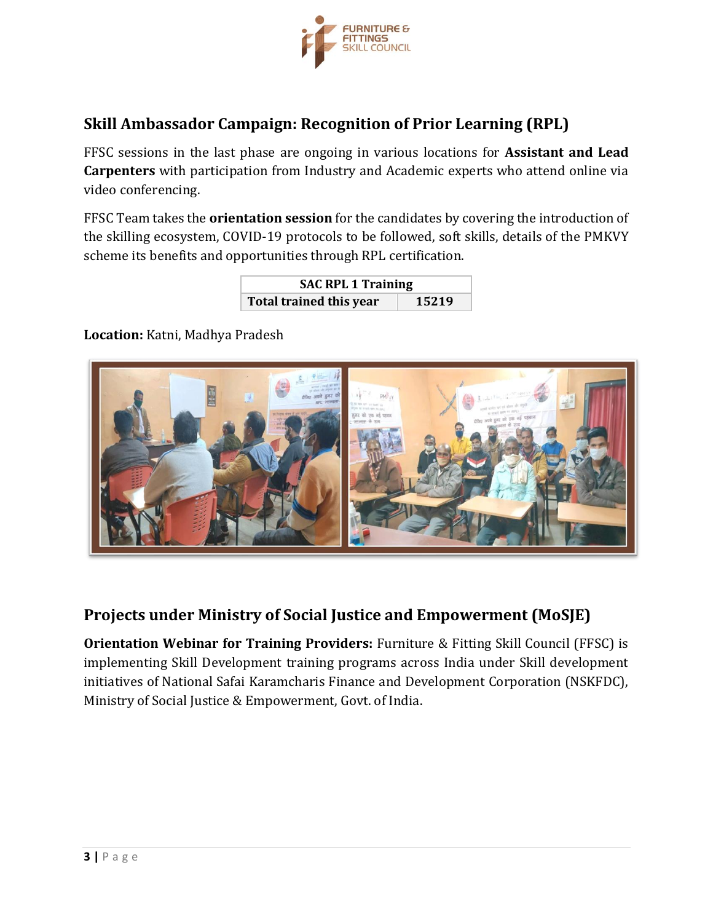## Skill Ambassador Campaign: Recognition of Prior Learning (RPL)

FFSC sessions in the last phase are ongoing in various locations for **Assistant and Lead Carpenters** with participation from Industry and Academic experts who attend online via video conferencing.

FFSC Team takes the **orientation session** for the candidates by covering the introduction of the skilling ecosystem, COVID-19 protocols to be followed, soft skills, details of the PMKVY scheme its benefits and opportunities through RPL certification.

| SAC RPL 1 Training | |
|---|---|
| **Total trained this year** | **15219** |

**Location:** Katni, Madhya Pradesh

## Projects under Ministry of Social Justice and Empowerment (MoSJE)

**Orientation Webinar for Training Providers:** Furniture & Fitting Skill Council (FFSC) is implementing Skill Development training programs across India under Skill development initiatives of National Safai Karamcharis Finance and Development Corporation (NSKFDC), Ministry of Social Justice & Empowerment, Govt. of India.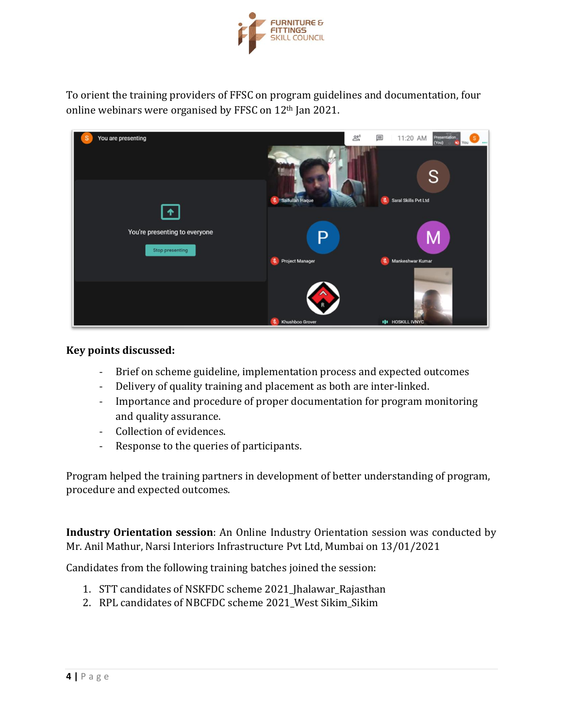To orient the training providers of FFSC on program guidelines and documentation, four online webinars were organised by FFSC on 12th Jan 2021.

**Key points discussed:**

- Brief on scheme guideline, implementation process and expected outcomes
- Delivery of quality training and placement as both are inter-linked.
- Importance and procedure of proper documentation for program monitoring and quality assurance.
- Collection of evidences.
- Response to the queries of participants.

Program helped the training partners in development of better understanding of program, procedure and expected outcomes.

**Industry Orientation session**: An Online Industry Orientation session was conducted by Mr. Anil Mathur, Narsi Interiors Infrastructure Pvt Ltd, Mumbai on 13/01/2021

Candidates from the following training batches joined the session:

1. STT candidates of NSKFDC scheme 2021_Jhalawar_Rajasthan
2. RPL candidates of NBCFDC scheme 2021_West Sikim_Sikim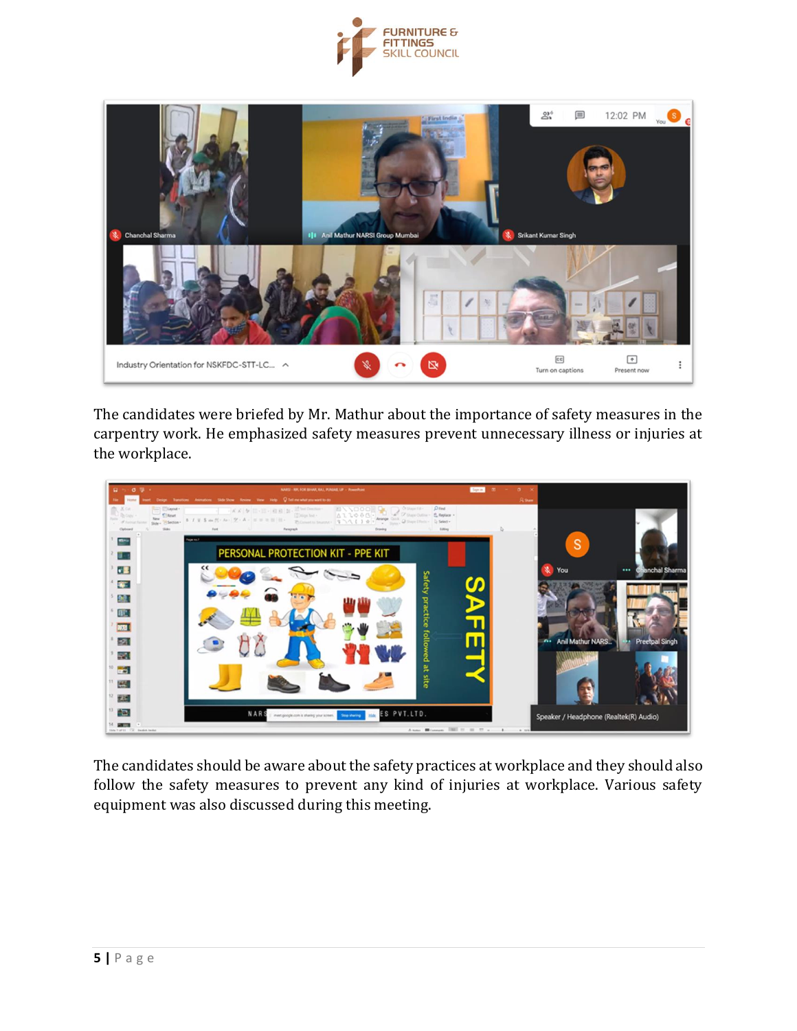The candidates were briefed by Mr. Mathur about the importance of safety measures in the carpentry work. He emphasized safety measures prevent unnecessary illness or injuries at the workplace.

The candidates should be aware about the safety practices at workplace and they should also follow the safety measures to prevent any kind of injuries at workplace. Various safety equipment was also discussed during this meeting.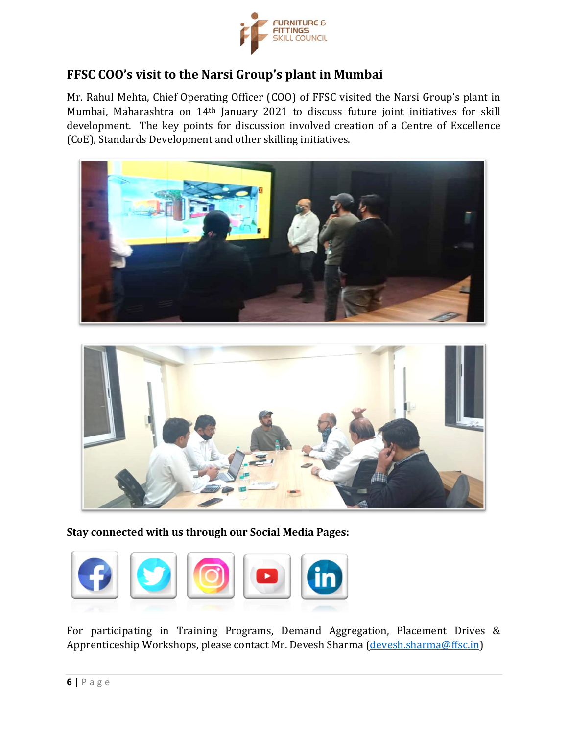## FFSC COO's visit to the Narsi Group's plant in Mumbai

Mr. Rahul Mehta, Chief Operating Officer (COO) of FFSC visited the Narsi Group's plant in Mumbai, Maharashtra on 14th January 2021 to discuss future joint initiatives for skill development. The key points for discussion involved creation of a Centre of Excellence (CoE), Standards Development and other skilling initiatives.

**Stay connected with us through our Social Media Pages:**

For participating in Training Programs, Demand Aggregation, Placement Drives & Apprenticeship Workshops, please contact Mr. Devesh Sharma (devesh.sharma@ffsc.in)